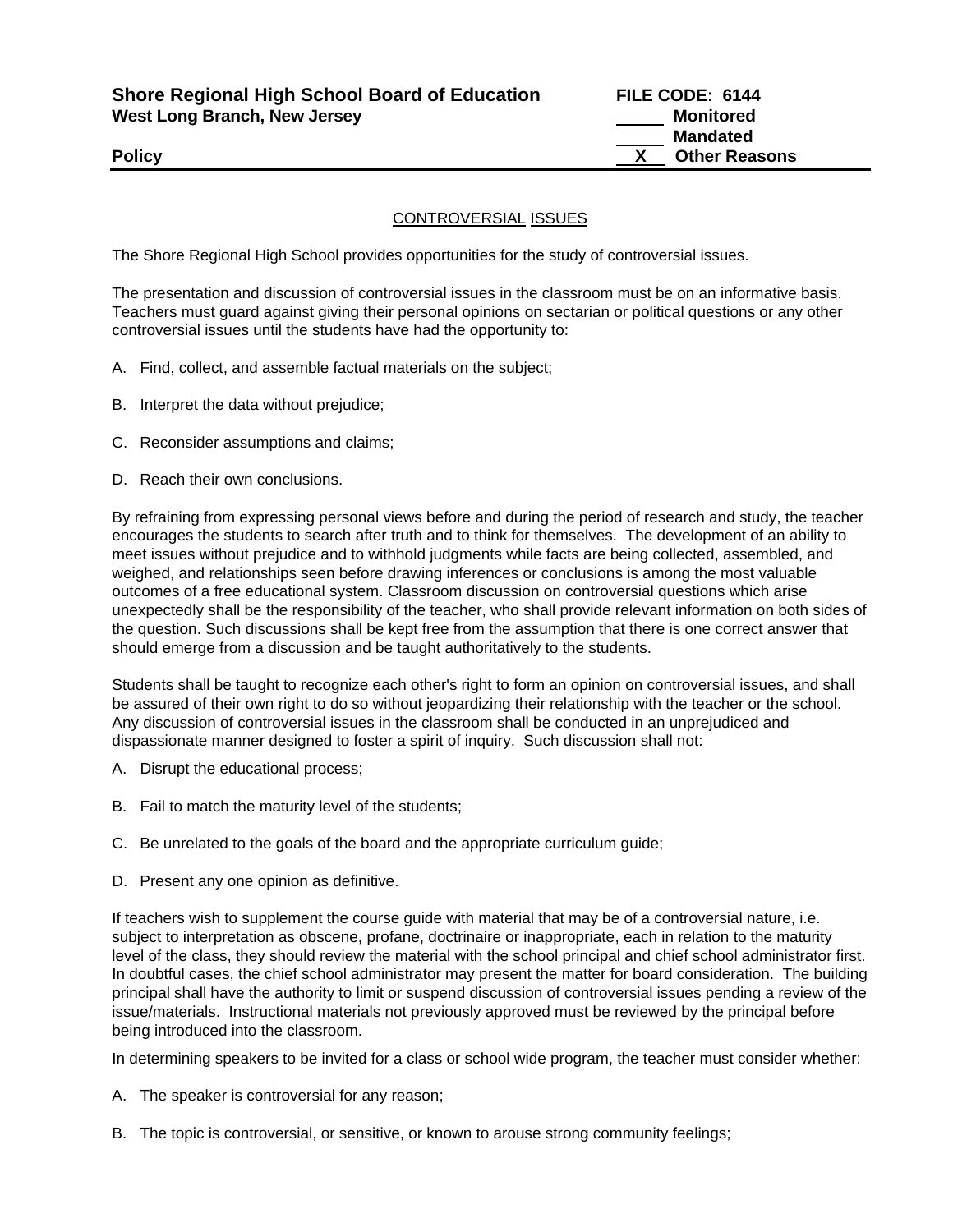**Shore Regional High School Board of Education**
**West Long Branch, New Jersey**

**FILE CODE: 6144**
**\_\_\_\_\_ Monitored**
**\_\_\_\_\_ Mandated**
**\_\_X\_\_ Other Reasons**

**Policy**

---

CONTROVERSIAL ISSUES

The Shore Regional High School provides opportunities for the study of controversial issues.

The presentation and discussion of controversial issues in the classroom must be on an informative basis. Teachers must guard against giving their personal opinions on sectarian or political questions or any other controversial issues until the students have had the opportunity to:

A. Find, collect, and assemble factual materials on the subject;

B. Interpret the data without prejudice;

C. Reconsider assumptions and claims;

D. Reach their own conclusions.

By refraining from expressing personal views before and during the period of research and study, the teacher encourages the students to search after truth and to think for themselves. The development of an ability to meet issues without prejudice and to withhold judgments while facts are being collected, assembled, and weighed, and relationships seen before drawing inferences or conclusions is among the most valuable outcomes of a free educational system. Classroom discussion on controversial questions which arise unexpectedly shall be the responsibility of the teacher, who shall provide relevant information on both sides of the question. Such discussions shall be kept free from the assumption that there is one correct answer that should emerge from a discussion and be taught authoritatively to the students.

Students shall be taught to recognize each other's right to form an opinion on controversial issues, and shall be assured of their own right to do so without jeopardizing their relationship with the teacher or the school. Any discussion of controversial issues in the classroom shall be conducted in an unprejudiced and dispassionate manner designed to foster a spirit of inquiry. Such discussion shall not:

A. Disrupt the educational process;

B. Fail to match the maturity level of the students;

C. Be unrelated to the goals of the board and the appropriate curriculum guide;

D. Present any one opinion as definitive.

If teachers wish to supplement the course guide with material that may be of a controversial nature, i.e. subject to interpretation as obscene, profane, doctrinaire or inappropriate, each in relation to the maturity level of the class, they should review the material with the school principal and chief school administrator first. In doubtful cases, the chief school administrator may present the matter for board consideration. The building principal shall have the authority to limit or suspend discussion of controversial issues pending a review of the issue/materials. Instructional materials not previously approved must be reviewed by the principal before being introduced into the classroom.

In determining speakers to be invited for a class or school wide program, the teacher must consider whether:

A. The speaker is controversial for any reason;

B. The topic is controversial, or sensitive, or known to arouse strong community feelings;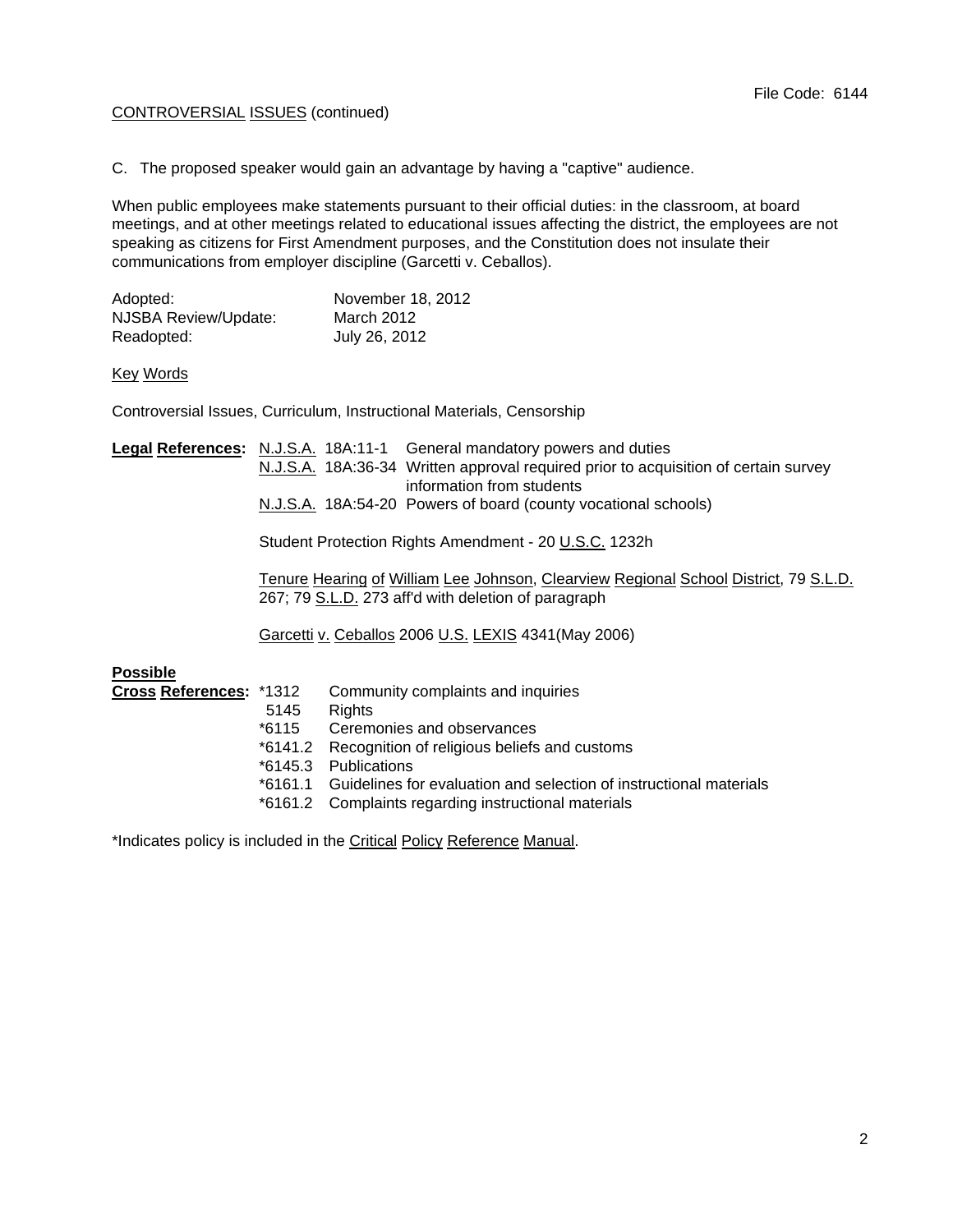CONTROVERSIAL ISSUES (continued)

C. The proposed speaker would gain an advantage by having a "captive" audience.

When public employees make statements pursuant to their official duties: in the classroom, at board meetings, and at other meetings related to educational issues affecting the district, the employees are not speaking as citizens for First Amendment purposes, and the Constitution does not insulate their communications from employer discipline (Garcetti v. Ceballos).

| | |
|---|---|
| Adopted: | November 18, 2012 |
| NJSBA Review/Update: | March 2012 |
| Readopted: | July 26, 2012 |

Key Words

Controversial Issues, Curriculum, Instructional Materials, Censorship

**Legal References:**

N.J.S.A. 18A:11-1 General mandatory powers and duties
N.J.S.A. 18A:36-34 Written approval required prior to acquisition of certain survey information from students
N.J.S.A. 18A:54-20 Powers of board (county vocational schools)

Student Protection Rights Amendment - 20 U.S.C. 1232h

Tenure Hearing of William Lee Johnson, Clearview Regional School District, 79 S.L.D. 267; 79 S.L.D. 273 aff'd with deletion of paragraph

Garcetti v. Ceballos 2006 U.S. LEXIS 4341(May 2006)

**Possible Cross References:**

| | |
|---|---|
| *1312 | Community complaints and inquiries |
| 5145 | Rights |
| *6115 | Ceremonies and observances |
| *6141.2 | Recognition of religious beliefs and customs |
| *6145.3 | Publications |
| *6161.1 | Guidelines for evaluation and selection of instructional materials |
| *6161.2 | Complaints regarding instructional materials |

*Indicates policy is included in the Critical Policy Reference Manual.